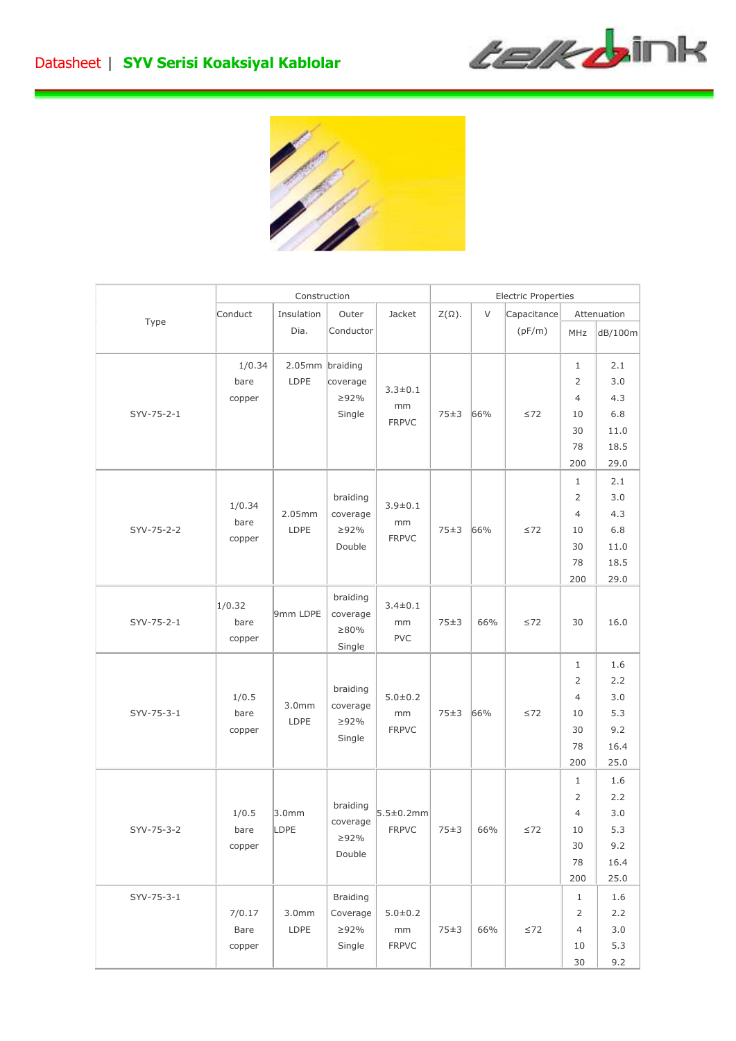Datasheet | **SYV Serisi Koaksiyal Kablolar**

| Type | Construction | | | | Electric Properties | | | | |
|---|---|---|---|---|---|---|---|---|---|
| | Conduct | Insulation Dia. | Outer Conductor | Jacket | Z(Ω). | V | Capacitance (pF/m) | Attenuation | |
| | | | | | | | | MHz | dB/100m |
| SYV-75-2-1 | 1/0.34 bare copper | 2.05mm LDPE | braiding coverage ≥92% Single | 3.3±0.1 mm FRPVC | 75±3 | 66% | ≤72 | 1<br>2<br>4<br>10<br>30<br>78<br>200 | 2.1<br>3.0<br>4.3<br>6.8<br>11.0<br>18.5<br>29.0 |
| SYV-75-2-2 | 1/0.34 bare copper | 2.05mm LDPE | braiding coverage ≥92% Double | 3.9±0.1 mm FRPVC | 75±3 | 66% | ≤72 | 1<br>2<br>4<br>10<br>30<br>78<br>200 | 2.1<br>3.0<br>4.3<br>6.8<br>11.0<br>18.5<br>29.0 |
| SYV-75-2-1 | 1/0.32 bare copper | 9mm LDPE | braiding coverage ≥80% Single | 3.4±0.1 mm PVC | 75±3 | 66% | ≤72 | 30 | 16.0 |
| SYV-75-3-1 | 1/0.5 bare copper | 3.0mm LDPE | braiding coverage ≥92% Single | 5.0±0.2 mm FRPVC | 75±3 | 66% | ≤72 | 1<br>2<br>4<br>10<br>30<br>78<br>200 | 1.6<br>2.2<br>3.0<br>5.3<br>9.2<br>16.4<br>25.0 |
| SYV-75-3-2 | 1/0.5 bare copper | 3.0mm LDPE | braiding coverage ≥92% Double | 5.5±0.2mm FRPVC | 75±3 | 66% | ≤72 | 1<br>2<br>4<br>10<br>30<br>78<br>200 | 1.6<br>2.2<br>3.0<br>5.3<br>9.2<br>16.4<br>25.0 |
| SYV-75-3-1 | 7/0.17 Bare copper | 3.0mm LDPE | Braiding Coverage ≥92% Single | 5.0±0.2 mm FRPVC | 75±3 | 66% | ≤72 | 1<br>2<br>4<br>10<br>30 | 1.6<br>2.2<br>3.0<br>5.3<br>9.2 |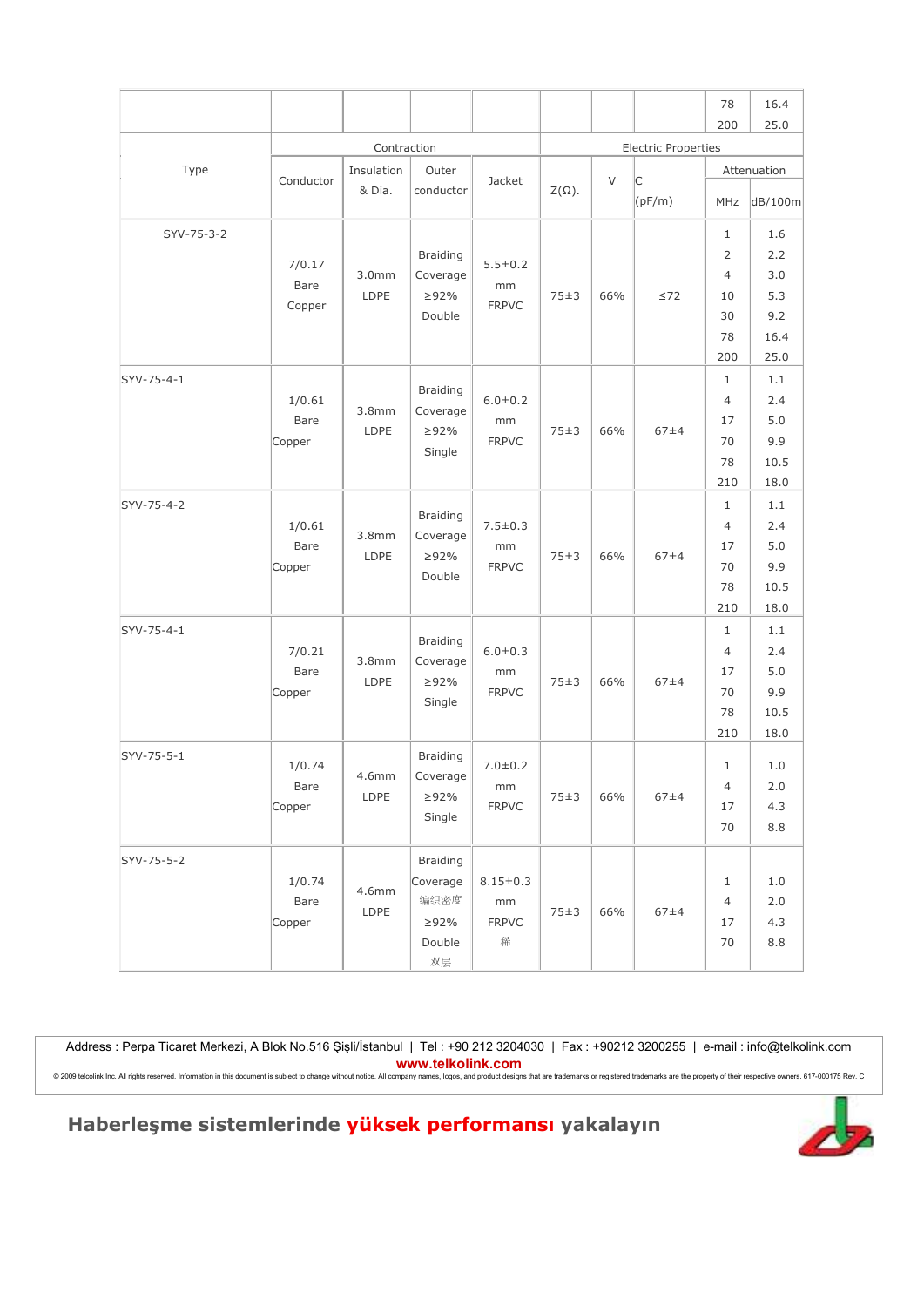| Type | Contraction | | | | Electric Properties | | | | |
|---|---|---|---|---|---|---|---|---|---|
| | | | | | | | | 78 | 16.4 |
| | | | | | | | | 200 | 25.0 |
| | Conductor | Insulation & Dia. | Outer conductor | Jacket | Z(Ω). | V | C (pF/m) | Attenuation | |
| | | | | | | | | MHz | dB/100m |
| SYV-75-3-2 | 7/0.17 Bare Copper | 3.0mm LDPE | Braiding Coverage ≥92% Double | 5.5±0.2 mm FRPVC | 75±3 | 66% | ≤72 | 1<br>2<br>4<br>10<br>30<br>78<br>200 | 1.6<br>2.2<br>3.0<br>5.3<br>9.2<br>16.4<br>25.0 |
| SYV-75-4-1 | 1/0.61 Bare Copper | 3.8mm LDPE | Braiding Coverage ≥92% Single | 6.0±0.2 mm FRPVC | 75±3 | 66% | 67±4 | 1<br>4<br>17<br>70<br>78<br>210 | 1.1<br>2.4<br>5.0<br>9.9<br>10.5<br>18.0 |
| SYV-75-4-2 | 1/0.61 Bare Copper | 3.8mm LDPE | Braiding Coverage ≥92% Double | 7.5±0.3 mm FRPVC | 75±3 | 66% | 67±4 | 1<br>4<br>17<br>70<br>78<br>210 | 1.1<br>2.4<br>5.0<br>9.9<br>10.5<br>18.0 |
| SYV-75-4-1 | 7/0.21 Bare Copper | 3.8mm LDPE | Braiding Coverage ≥92% Single | 6.0±0.3 mm FRPVC | 75±3 | 66% | 67±4 | 1<br>4<br>17<br>70<br>78<br>210 | 1.1<br>2.4<br>5.0<br>9.9<br>10.5<br>18.0 |
| SYV-75-5-1 | 1/0.74 Bare Copper | 4.6mm LDPE | Braiding Coverage ≥92% Single | 7.0±0.2 mm FRPVC | 75±3 | 66% | 67±4 | 1<br>4<br>17<br>70 | 1.0<br>2.0<br>4.3<br>8.8 |
| SYV-75-5-2 | 1/0.74 Bare Copper | 4.6mm LDPE | Braiding Coverage 编织密度 ≥92% Double 双层 | 8.15±0.3 mm FRPVC 稀 | 75±3 | 66% | 67±4 | 1<br>4<br>17<br>70 | 1.0<br>2.0<br>4.3<br>8.8 |

Address : Perpa Ticaret Merkezi, A Blok No.516 Şişli/İstanbul | Tel : +90 212 3204030 | Fax : +90212 3200255 | e-mail : info@telkolink.com
www.telkolink.com
© 2009 telcolink Inc. All rights reserved. Information in this document is subject to change without notice. All company names, logos, and product designs that are trademarks or registered trademarks are the property of their respective owners. 617-000175 Rev. C

**Haberleşme sistemlerinde yüksek performansı yakalayın**